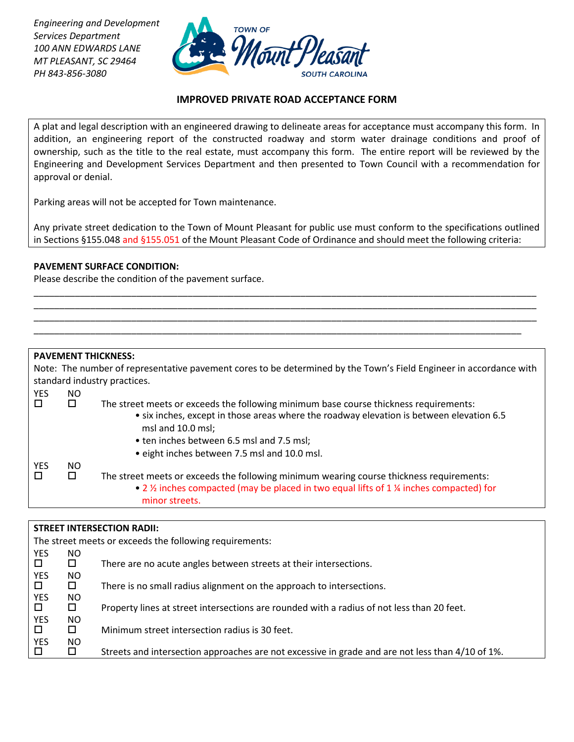*Engineering and Development Services Department*
*100 ANN EDWARDS LANE*
*MT PLEASANT, SC 29464*
*PH 843-856-3080*

TOWN OF Mount Pleasant SOUTH CAROLINA

## IMPROVED PRIVATE ROAD ACCEPTANCE FORM

A plat and legal description with an engineered drawing to delineate areas for acceptance must accompany this form. In addition, an engineering report of the constructed roadway and storm water drainage conditions and proof of ownership, such as the title to the real estate, must accompany this form. The entire report will be reviewed by the Engineering and Development Services Department and then presented to Town Council with a recommendation for approval or denial.

Parking areas will not be accepted for Town maintenance.

Any private street dedication to the Town of Mount Pleasant for public use must conform to the specifications outlined in Sections §155.048 and §155.051 of the Mount Pleasant Code of Ordinance and should meet the following criteria:

**PAVEMENT SURFACE CONDITION:**

Please describe the condition of the pavement surface.

\_\_\_\_\_\_\_\_\_\_\_\_\_\_\_\_\_\_\_\_\_\_\_\_\_\_\_\_\_\_\_\_\_\_\_\_\_\_\_\_\_\_\_\_\_\_\_\_\_\_\_\_\_\_\_\_\_\_\_\_\_\_\_\_\_\_\_\_\_\_\_\_\_\_\_\_\_\_\_\_\_\_\_\_\_\_\_\_\_\_\_\_

\_\_\_\_\_\_\_\_\_\_\_\_\_\_\_\_\_\_\_\_\_\_\_\_\_\_\_\_\_\_\_\_\_\_\_\_\_\_\_\_\_\_\_\_\_\_\_\_\_\_\_\_\_\_\_\_\_\_\_\_\_\_\_\_\_\_\_\_\_\_\_\_\_\_\_\_\_\_\_\_\_\_\_\_\_\_\_\_\_\_\_\_

\_\_\_\_\_\_\_\_\_\_\_\_\_\_\_\_\_\_\_\_\_\_\_\_\_\_\_\_\_\_\_\_\_\_\_\_\_\_\_\_\_\_\_\_\_\_\_\_\_\_\_\_\_\_\_\_\_\_\_\_\_\_\_\_\_\_\_\_\_\_\_\_\_\_\_\_\_\_\_\_\_\_\_\_\_\_\_\_\_\_\_\_

\_\_\_\_\_\_\_\_\_\_\_\_\_\_\_\_\_\_\_\_\_\_\_\_\_\_\_\_\_\_\_\_\_\_\_\_\_\_\_\_\_\_\_\_\_\_\_\_\_\_\_\_\_\_\_\_\_\_\_\_\_\_\_\_\_\_\_\_\_\_\_\_\_\_\_\_\_\_\_\_\_\_\_\_\_\_\_\_\_\_

**PAVEMENT THICKNESS:**

Note: The number of representative pavement cores to be determined by the Town's Field Engineer in accordance with standard industry practices.

| YES | NO | |
|---|---|---|
| ☐ | ☐ | The street meets or exceeds the following minimum base course thickness requirements:<br>• six inches, except in those areas where the roadway elevation is between elevation 6.5 msl and 10.0 msl;<br>• ten inches between 6.5 msl and 7.5 msl;<br>• eight inches between 7.5 msl and 10.0 msl. |
| ☐ | ☐ | The street meets or exceeds the following minimum wearing course thickness requirements:<br>• 2 ½ inches compacted (may be placed in two equal lifts of 1 ¼ inches compacted) for minor streets. |

**STREET INTERSECTION RADII:**

The street meets or exceeds the following requirements:

| YES | NO | |
|---|---|---|
| ☐ | ☐ | There are no acute angles between streets at their intersections. |
| ☐ | ☐ | There is no small radius alignment on the approach to intersections. |
| ☐ | ☐ | Property lines at street intersections are rounded with a radius of not less than 20 feet. |
| ☐ | ☐ | Minimum street intersection radius is 30 feet. |
| ☐ | ☐ | Streets and intersection approaches are not excessive in grade and are not less than 4/10 of 1%. |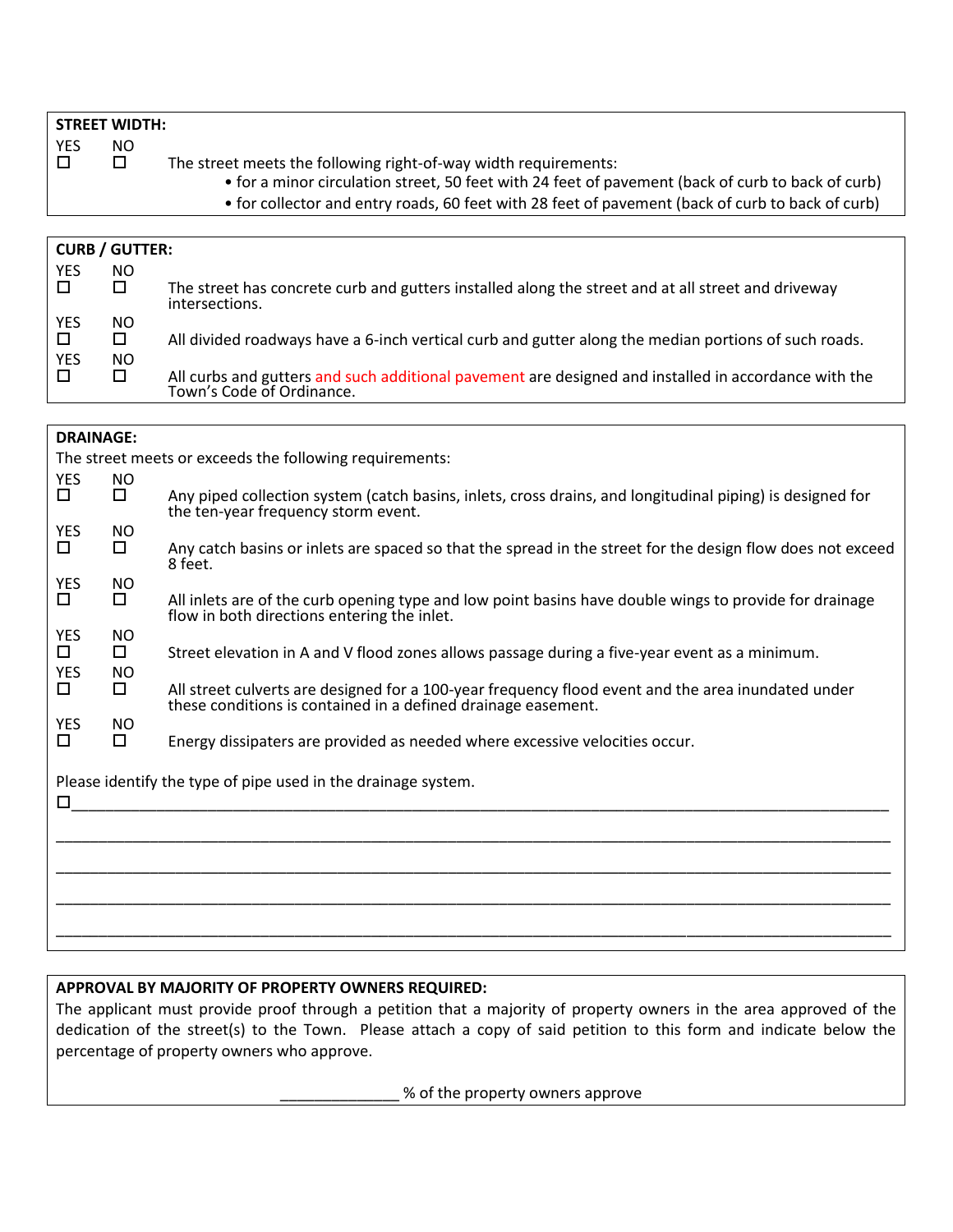**STREET WIDTH:**

| YES | NO | |
|---|---|---|
| ☐ | ☐ | The street meets the following right-of-way width requirements:<br>• for a minor circulation street, 50 feet with 24 feet of pavement (back of curb to back of curb)<br>• for collector and entry roads, 60 feet with 28 feet of pavement (back of curb to back of curb) |

**CURB / GUTTER:**

| YES | NO | |
|---|---|---|
| ☐ | ☐ | The street has concrete curb and gutters installed along the street and at all street and driveway intersections. |
| ☐ | ☐ | All divided roadways have a 6-inch vertical curb and gutter along the median portions of such roads. |
| ☐ | ☐ | All curbs and gutters and such additional pavement are designed and installed in accordance with the Town's Code of Ordinance. |

**DRAINAGE:**

The street meets or exceeds the following requirements:

| YES | NO | |
|---|---|---|
| ☐ | ☐ | Any piped collection system (catch basins, inlets, cross drains, and longitudinal piping) is designed for the ten-year frequency storm event. |
| ☐ | ☐ | Any catch basins or inlets are spaced so that the spread in the street for the design flow does not exceed 8 feet. |
| ☐ | ☐ | All inlets are of the curb opening type and low point basins have double wings to provide for drainage flow in both directions entering the inlet. |
| ☐ | ☐ | Street elevation in A and V flood zones allows passage during a five-year event as a minimum. |
| ☐ | ☐ | All street culverts are designed for a 100-year frequency flood event and the area inundated under these conditions is contained in a defined drainage easement. |
| ☐ | ☐ | Energy dissipaters are provided as needed where excessive velocities occur. |

Please identify the type of pipe used in the drainage system.

☐______________________________________________________________________________

_______________________________________________________________________________

_______________________________________________________________________________

_______________________________________________________________________________

_______________________________________________________________________________

**APPROVAL BY MAJORITY OF PROPERTY OWNERS REQUIRED:**

The applicant must provide proof through a petition that a majority of property owners in the area approved of the dedication of the street(s) to the Town. Please attach a copy of said petition to this form and indicate below the percentage of property owners who approve.

______________ % of the property owners approve